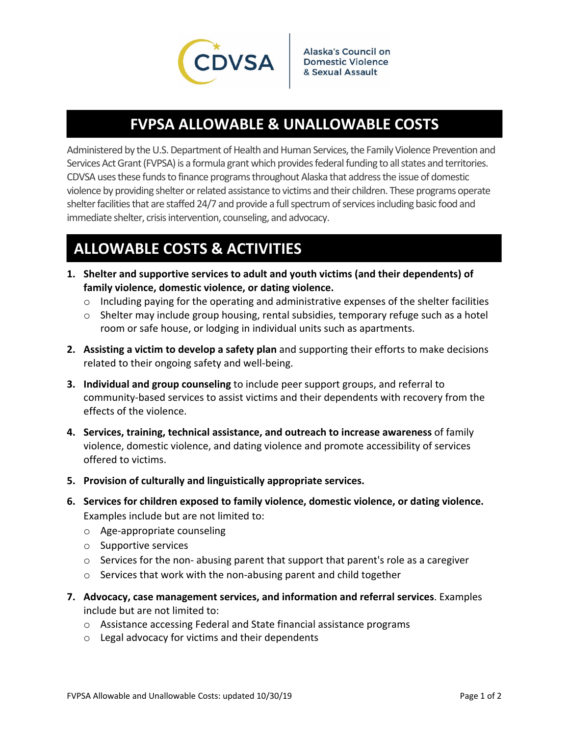Alaska's Council on Domestic Violence & Sexual Assault

# FVPSA ALLOWABLE & UNALLOWABLE COSTS

Administered by the U.S. Department of Health and Human Services, the Family Violence Prevention and Services Act Grant (FVPSA) is a formula grant which provides federal funding to all states and territories. CDVSA uses these funds to finance programs throughout Alaska that address the issue of domestic violence by providing shelter or related assistance to victims and their children. These programs operate shelter facilities that are staffed 24/7 and provide a full spectrum of services including basic food and immediate shelter, crisis intervention, counseling, and advocacy.

## ALLOWABLE COSTS & ACTIVITIES

1. **Shelter and supportive services to adult and youth victims (and their dependents) of family violence, domestic violence, or dating violence.**
   - Including paying for the operating and administrative expenses of the shelter facilities
   - Shelter may include group housing, rental subsidies, temporary refuge such as a hotel room or safe house, or lodging in individual units such as apartments.
2. **Assisting a victim to develop a safety plan** and supporting their efforts to make decisions related to their ongoing safety and well-being.
3. **Individual and group counseling** to include peer support groups, and referral to community-based services to assist victims and their dependents with recovery from the effects of the violence.
4. **Services, training, technical assistance, and outreach to increase awareness** of family violence, domestic violence, and dating violence and promote accessibility of services offered to victims.
5. **Provision of culturally and linguistically appropriate services.**
6. **Services for children exposed to family violence, domestic violence, or dating violence.** Examples include but are not limited to:
   - Age-appropriate counseling
   - Supportive services
   - Services for the non- abusing parent that support that parent's role as a caregiver
   - Services that work with the non-abusing parent and child together
7. **Advocacy, case management services, and information and referral services**. Examples include but are not limited to:
   - Assistance accessing Federal and State financial assistance programs
   - Legal advocacy for victims and their dependents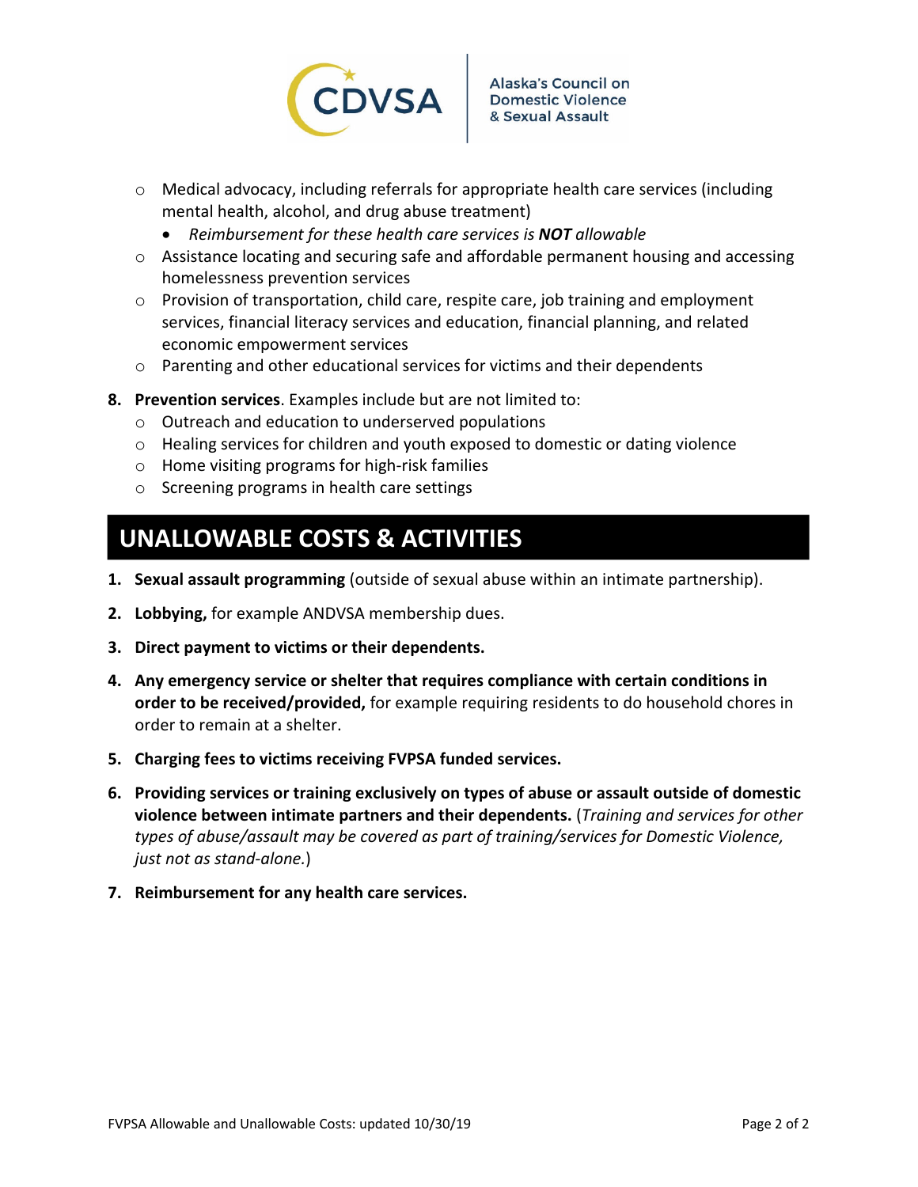- Medical advocacy, including referrals for appropriate health care services (including mental health, alcohol, and drug abuse treatment)
  - *Reimbursement for these health care services is **NOT** allowable*
- Assistance locating and securing safe and affordable permanent housing and accessing homelessness prevention services
- Provision of transportation, child care, respite care, job training and employment services, financial literacy services and education, financial planning, and related economic empowerment services
- Parenting and other educational services for victims and their dependents

8. **Prevention services**. Examples include but are not limited to:
   - Outreach and education to underserved populations
   - Healing services for children and youth exposed to domestic or dating violence
   - Home visiting programs for high-risk families
   - Screening programs in health care settings

## UNALLOWABLE COSTS & ACTIVITIES

1. **Sexual assault programming** (outside of sexual abuse within an intimate partnership).
2. **Lobbying,** for example ANDVSA membership dues.
3. **Direct payment to victims or their dependents.**
4. **Any emergency service or shelter that requires compliance with certain conditions in order to be received/provided,** for example requiring residents to do household chores in order to remain at a shelter.
5. **Charging fees to victims receiving FVPSA funded services.**
6. **Providing services or training exclusively on types of abuse or assault outside of domestic violence between intimate partners and their dependents.** (*Training and services for other types of abuse/assault may be covered as part of training/services for Domestic Violence, just not as stand-alone.*)
7. **Reimbursement for any health care services.**